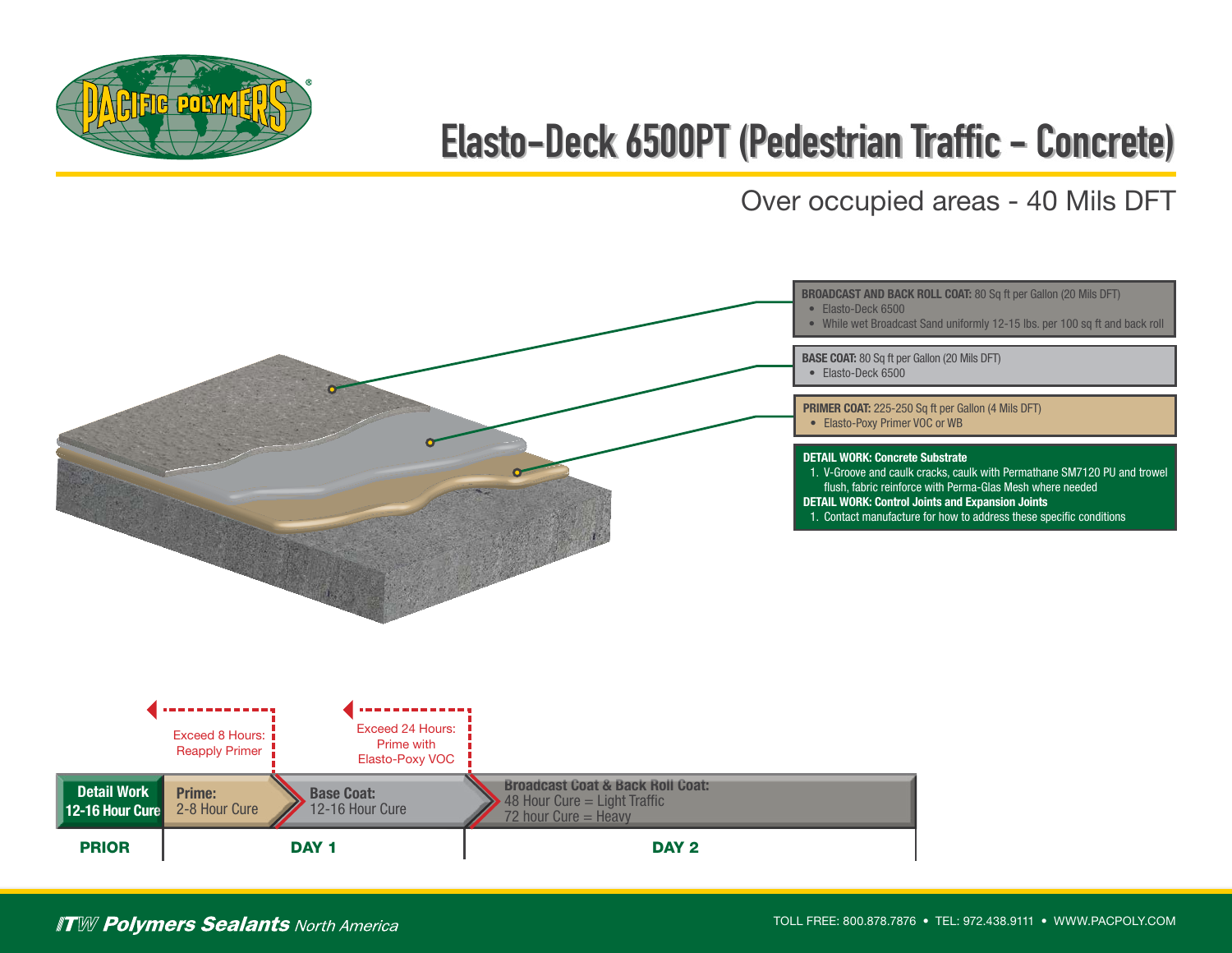# Elasto-Deck 6500PT (Pedestrian Traffic - Concrete)

## Over occupied areas - 40 Mils DFT

**BROADCAST AND BACK ROLL COAT:** 80 Sq ft per Gallon (20 Mils DFT)

- Elasto-Deck 6500
- While wet Broadcast Sand uniformly 12-15 lbs. per 100 sq ft and back roll

**BASE COAT:** 80 Sq ft per Gallon (20 Mils DFT)

- Elasto-Deck 6500

**PRIMER COAT:** 225-250 Sq ft per Gallon (4 Mils DFT)

- Elasto-Poxy Primer VOC or WB

**DETAIL WORK: Concrete Substrate**

1. V-Groove and caulk cracks, caulk with Permathane SM7120 PU and trowel flush, fabric reinforce with Perma-Glas Mesh where needed

**DETAIL WORK: Control Joints and Expansion Joints**

1. Contact manufacture for how to address these specific conditions

Exceed 8 Hours: Reapply Primer

Exceed 24 Hours: Prime with Elasto-Poxy VOC

| PRIOR | DAY 1 | | DAY 2 |
|---|---|---|---|
| **Detail Work** 12-16 Hour Cure | **Prime:** 2-8 Hour Cure | **Base Coat:** 12-16 Hour Cure | **Broadcast Coat & Back Roll Coat:** 48 Hour Cure = Light Traffic; 72 hour Cure = Heavy |

*ITW Polymers Sealants North America*

TOLL FREE: 800.878.7876 • TEL: 972.438.9111 • WWW.PACPOLY.COM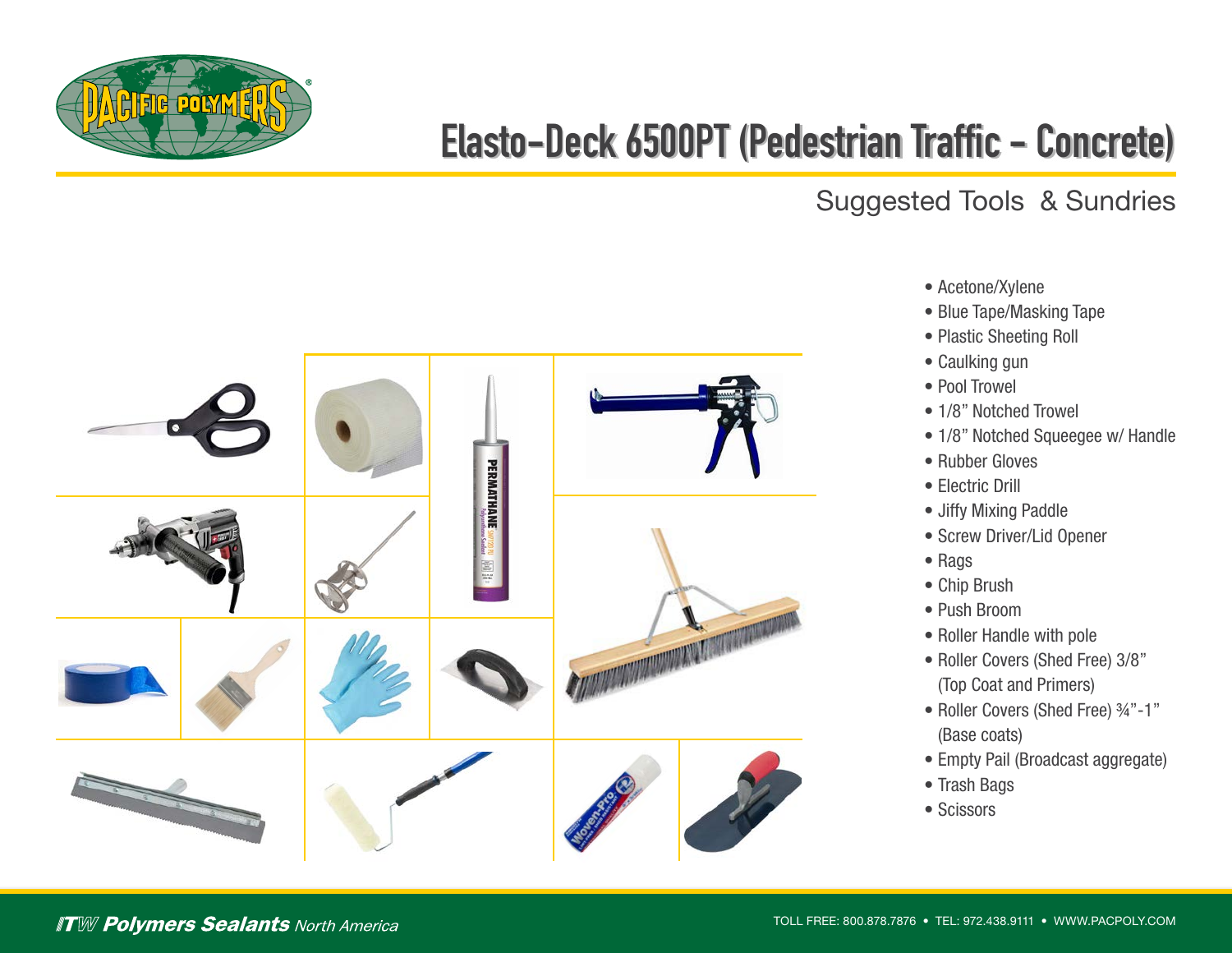# Elasto-Deck 6500PT (Pedestrian Traffic - Concrete)

## Suggested Tools & Sundries

- Acetone/Xylene
- Blue Tape/Masking Tape
- Plastic Sheeting Roll
- Caulking gun
- Pool Trowel
- 1/8" Notched Trowel
- 1/8" Notched Squeegee w/ Handle
- Rubber Gloves
- Electric Drill
- Jiffy Mixing Paddle
- Screw Driver/Lid Opener
- Rags
- Chip Brush
- Push Broom
- Roller Handle with pole
- Roller Covers (Shed Free) 3/8" (Top Coat and Primers)
- Roller Covers (Shed Free) ¾"-1" (Base coats)
- Empty Pail (Broadcast aggregate)
- Trash Bags
- Scissors

*ITW Polymers Sealants North America*

TOLL FREE: 800.878.7876 • TEL: 972.438.9111 • WWW.PACPOLY.COM